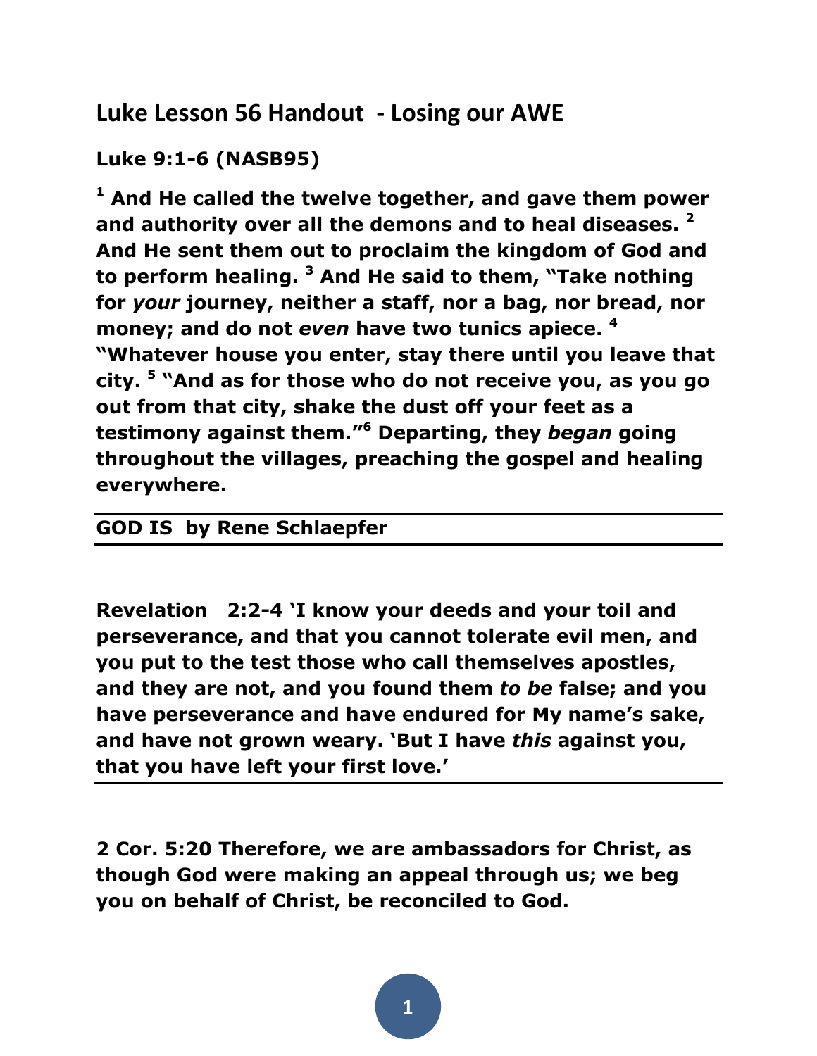## Luke Lesson 56 Handout - Losing our AWE

**Luke 9:1-6 (NASB95)**

**[1] And He called the twelve together, and gave them power and authority over all the demons and to heal diseases. [2] And He sent them out to proclaim the kingdom of God and to perform healing. [3] And He said to them, "Take nothing for *your* journey, neither a staff, nor a bag, nor bread, nor money; and do not *even* have two tunics apiece. [4] "Whatever house you enter, stay there until you leave that city. [5] "And as for those who do not receive you, as you go out from that city, shake the dust off your feet as a testimony against them."[6] Departing, they *began* going throughout the villages, preaching the gospel and healing everywhere.**

---

**GOD IS by Rene Schlaepfer**

---

**Revelation 2:2-4 'I know your deeds and your toil and perseverance, and that you cannot tolerate evil men, and you put to the test those who call themselves apostles, and they are not, and you found them *to be* false; and you have perseverance and have endured for My name's sake, and have not grown weary. 'But I have *this* against you, that you have left your first love.'**

---

**2 Cor. 5:20 Therefore, we are ambassadors for Christ, as though God were making an appeal through us; we beg you on behalf of Christ, be reconciled to God.**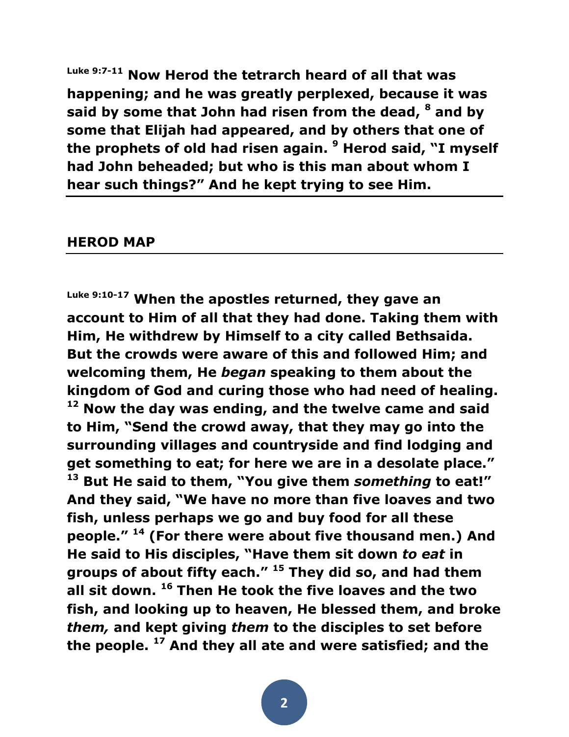**[Luke 9:7-11] Now Herod the tetrarch heard of all that was happening; and he was greatly perplexed, because it was said by some that John had risen from the dead, [8] and by some that Elijah had appeared, and by others that one of the prophets of old had risen again. [9] Herod said, "I myself had John beheaded; but who is this man about whom I hear such things?" And he kept trying to see Him.**

---

## HEROD MAP

---

**[Luke 9:10-17] When the apostles returned, they gave an account to Him of all that they had done. Taking them with Him, He withdrew by Himself to a city called Bethsaida. But the crowds were aware of this and followed Him; and welcoming them, He *began* speaking to them about the kingdom of God and curing those who had need of healing. [12] Now the day was ending, and the twelve came and said to Him, "Send the crowd away, that they may go into the surrounding villages and countryside and find lodging and get something to eat; for here we are in a desolate place." [13] But He said to them, "You give them *something* to eat!" And they said, "We have no more than five loaves and two fish, unless perhaps we go and buy food for all these people." [14] (For there were about five thousand men.) And He said to His disciples, "Have them sit down *to eat* in groups of about fifty each." [15] They did so, and had them all sit down. [16] Then He took the five loaves and the two fish, and looking up to heaven, He blessed them, and broke *them,* and kept giving *them* to the disciples to set before the people. [17] And they all ate and were satisfied; and the**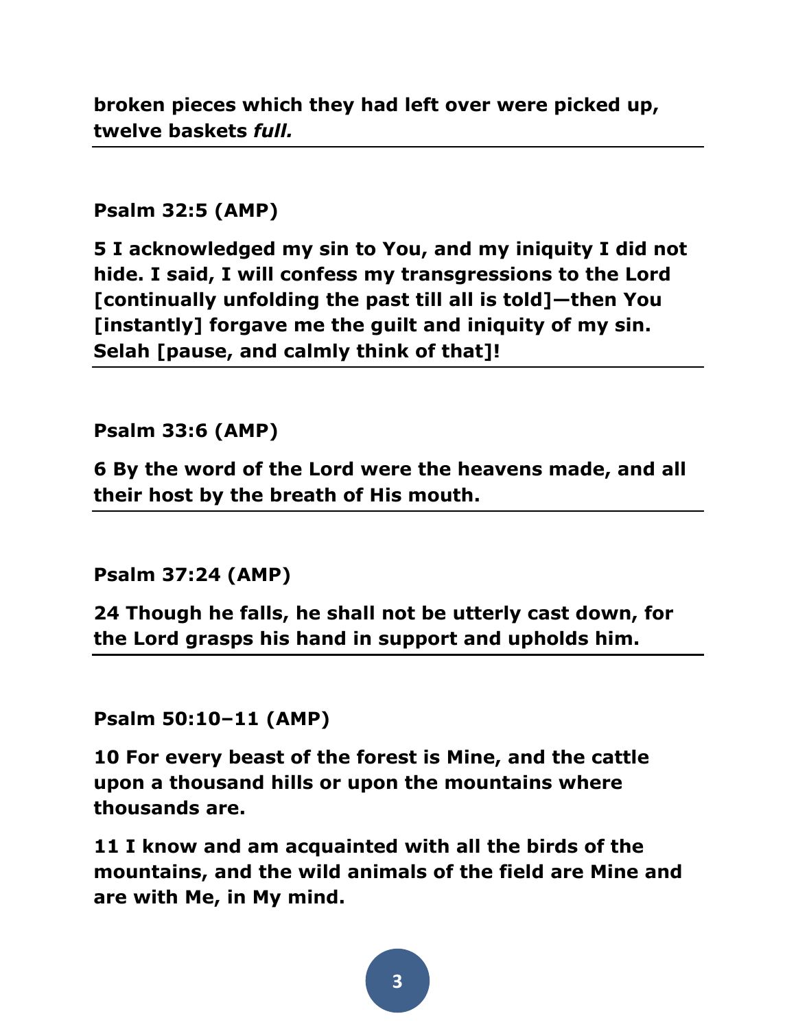**broken pieces which they had left over were picked up, twelve baskets *full.***

---

**Psalm 32:5 (AMP)**

**5 I acknowledged my sin to You, and my iniquity I did not hide. I said, I will confess my transgressions to the Lord [continually unfolding the past till all is told]—then You [instantly] forgave me the guilt and iniquity of my sin. Selah [pause, and calmly think of that]!**

---

**Psalm 33:6 (AMP)**

**6 By the word of the Lord were the heavens made, and all their host by the breath of His mouth.**

---

**Psalm 37:24 (AMP)**

**24 Though he falls, he shall not be utterly cast down, for the Lord grasps his hand in support and upholds him.**

---

**Psalm 50:10–11 (AMP)**

**10 For every beast of the forest is Mine, and the cattle upon a thousand hills or upon the mountains where thousands are.**

**11 I know and am acquainted with all the birds of the mountains, and the wild animals of the field are Mine and are with Me, in My mind.**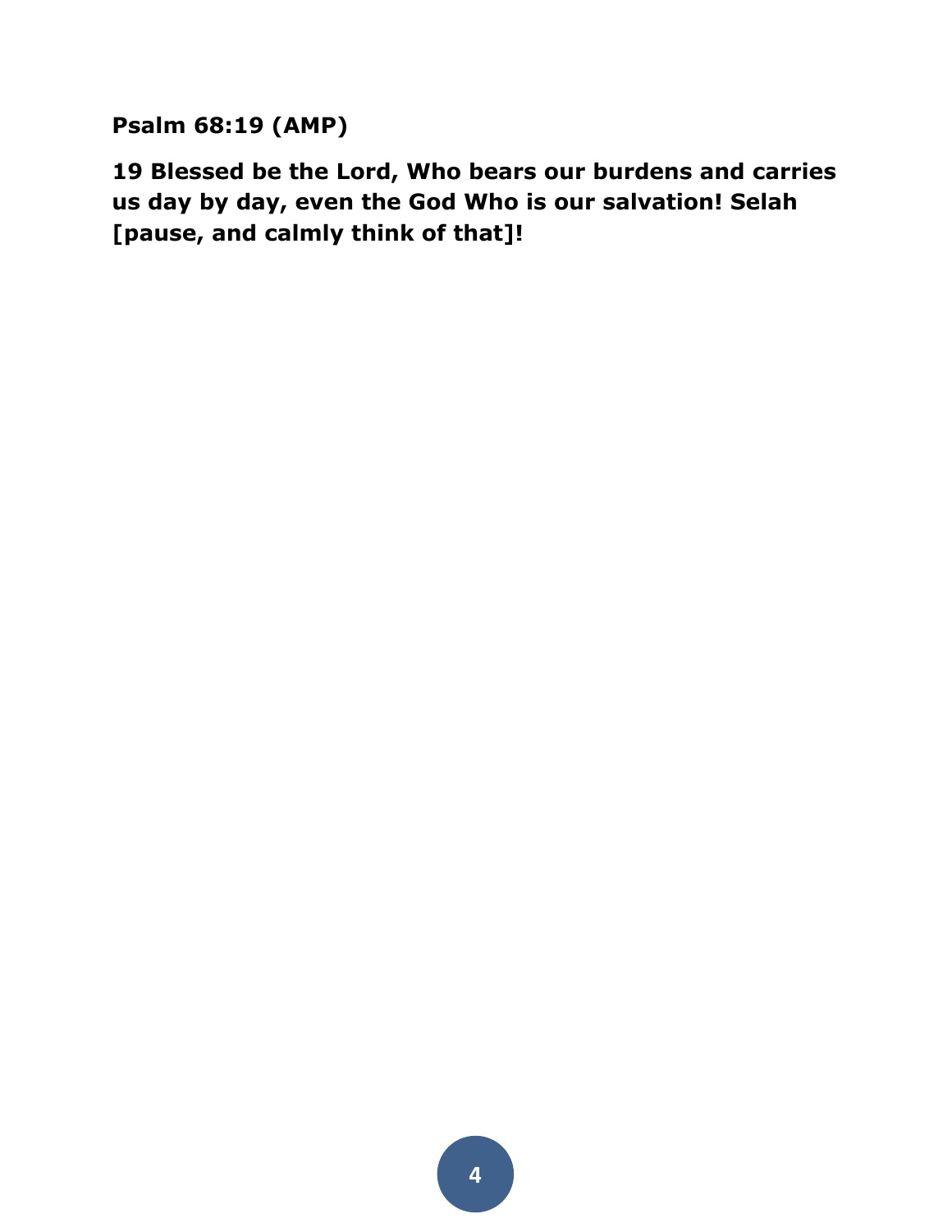**Psalm 68:19 (AMP)**

**19 Blessed be the Lord, Who bears our burdens and carries us day by day, even the God Who is our salvation! Selah [pause, and calmly think of that]!**